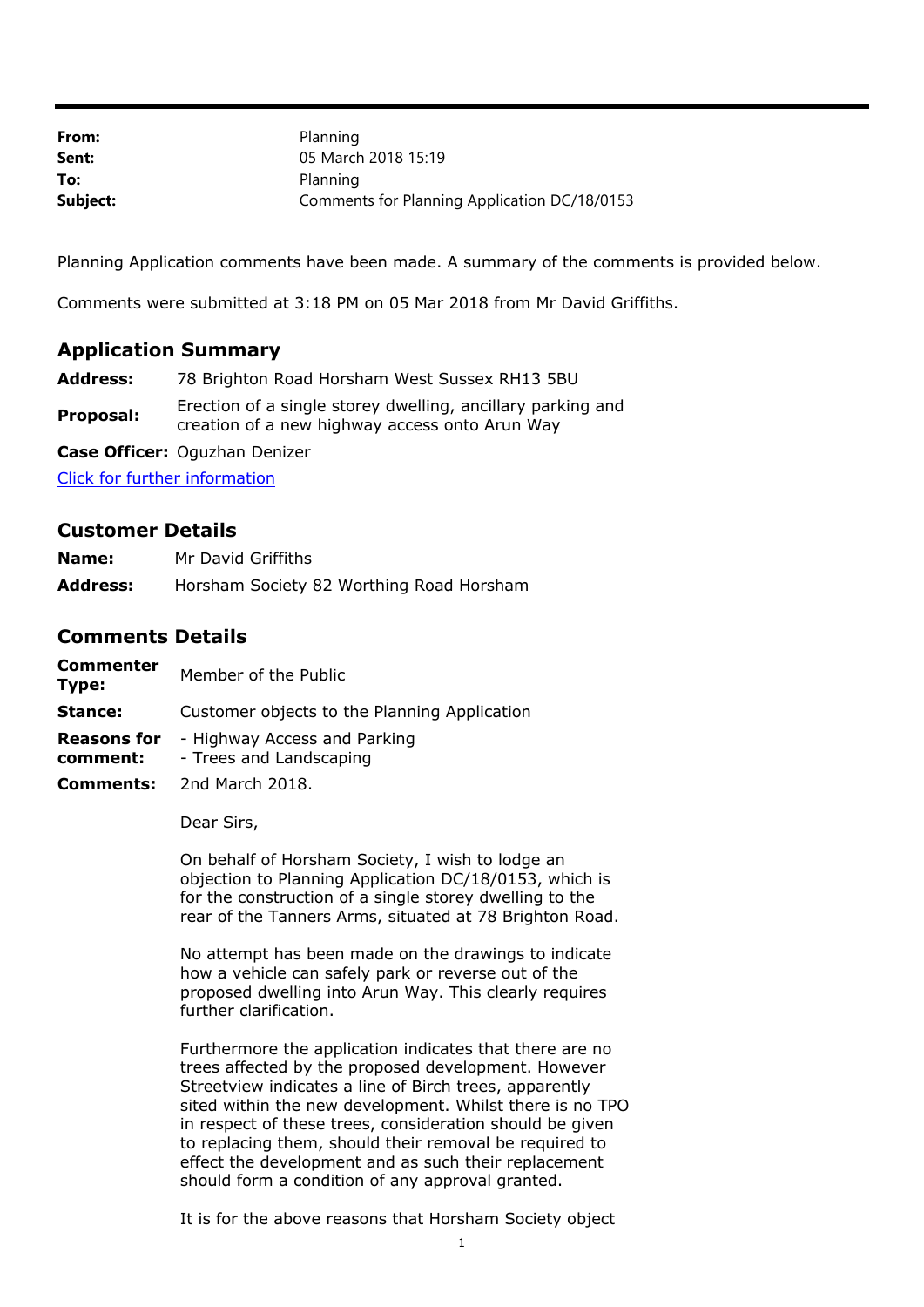| | |
|---|---|
| **From:** | Planning |
| **Sent:** | 05 March 2018 15:19 |
| **To:** | Planning |
| **Subject:** | Comments for Planning Application DC/18/0153 |

Planning Application comments have been made. A summary of the comments is provided below.

Comments were submitted at 3:18 PM on 05 Mar 2018 from Mr David Griffiths.

## Application Summary

| | |
|---|---|
| **Address:** | 78 Brighton Road Horsham West Sussex RH13 5BU |
| **Proposal:** | Erection of a single storey dwelling, ancillary parking and creation of a new highway access onto Arun Way |
| **Case Officer:** | Oguzhan Denizer |

[Click for further information]

## Customer Details

| | |
|---|---|
| **Name:** | Mr David Griffiths |
| **Address:** | Horsham Society 82 Worthing Road Horsham |

## Comments Details

| | |
|---|---|
| **Commenter Type:** | Member of the Public |
| **Stance:** | Customer objects to the Planning Application |
| **Reasons for comment:** | - Highway Access and Parking<br>- Trees and Landscaping |
| **Comments:** | 2nd March 2018. |

Dear Sirs,

On behalf of Horsham Society, I wish to lodge an objection to Planning Application DC/18/0153, which is for the construction of a single storey dwelling to the rear of the Tanners Arms, situated at 78 Brighton Road.

No attempt has been made on the drawings to indicate how a vehicle can safely park or reverse out of the proposed dwelling into Arun Way. This clearly requires further clarification.

Furthermore the application indicates that there are no trees affected by the proposed development. However Streetview indicates a line of Birch trees, apparently sited within the new development. Whilst there is no TPO in respect of these trees, consideration should be given to replacing them, should their removal be required to effect the development and as such their replacement should form a condition of any approval granted.

It is for the above reasons that Horsham Society object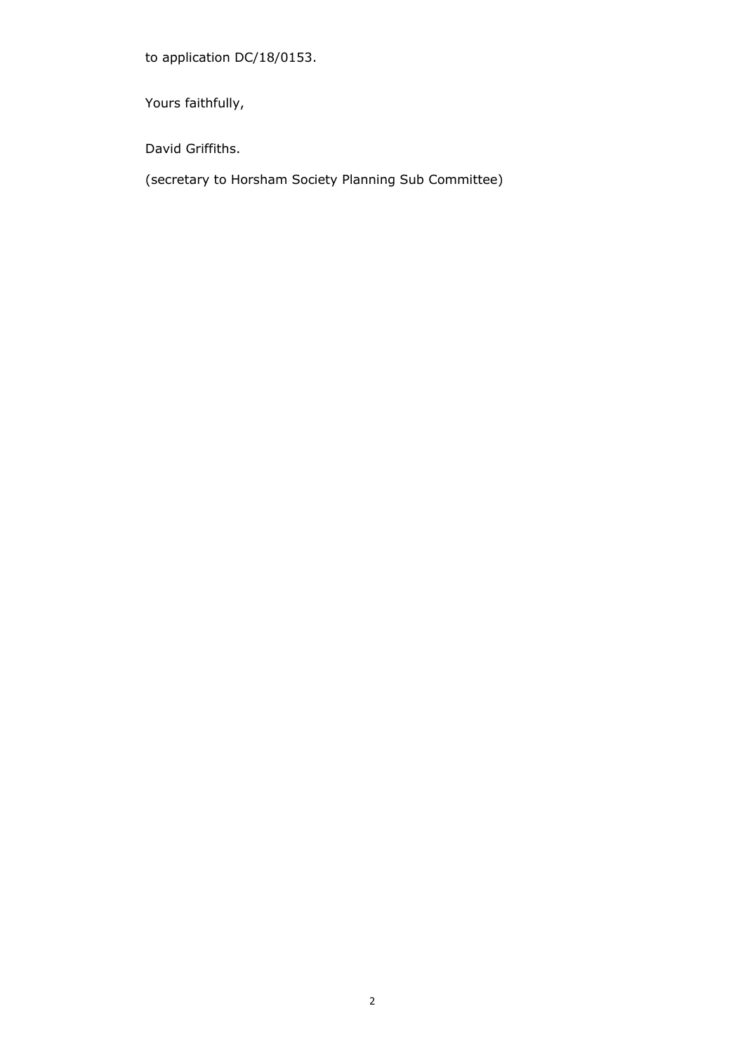to application DC/18/0153.

Yours faithfully,

David Griffiths.

(secretary to Horsham Society Planning Sub Committee)